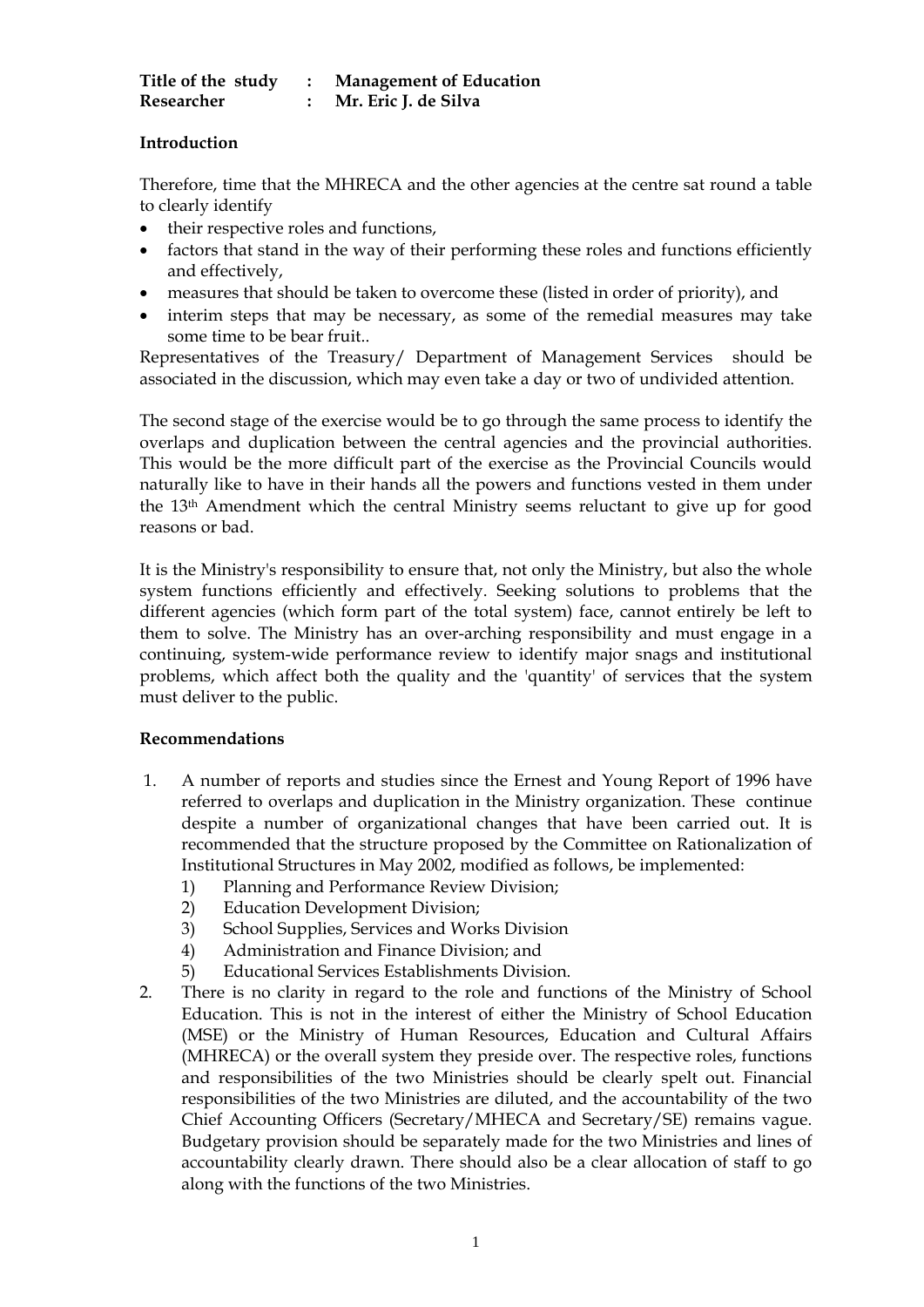**Title of the study : Management of Education**
**Researcher : Mr. Eric J. de Silva**

**Introduction**

Therefore, time that the MHRECA and the other agencies at the centre sat round a table to clearly identify

- their respective roles and functions,
- factors that stand in the way of their performing these roles and functions efficiently and effectively,
- measures that should be taken to overcome these (listed in order of priority), and
- interim steps that may be necessary, as some of the remedial measures may take some time to be bear fruit..

Representatives of the Treasury/ Department of Management Services should be associated in the discussion, which may even take a day or two of undivided attention.

The second stage of the exercise would be to go through the same process to identify the overlaps and duplication between the central agencies and the provincial authorities. This would be the more difficult part of the exercise as the Provincial Councils would naturally like to have in their hands all the powers and functions vested in them under the 13th Amendment which the central Ministry seems reluctant to give up for good reasons or bad.

It is the Ministry's responsibility to ensure that, not only the Ministry, but also the whole system functions efficiently and effectively. Seeking solutions to problems that the different agencies (which form part of the total system) face, cannot entirely be left to them to solve. The Ministry has an over-arching responsibility and must engage in a continuing, system-wide performance review to identify major snags and institutional problems, which affect both the quality and the 'quantity' of services that the system must deliver to the public.

**Recommendations**

1. A number of reports and studies since the Ernest and Young Report of 1996 have referred to overlaps and duplication in the Ministry organization. These continue despite a number of organizational changes that have been carried out. It is recommended that the structure proposed by the Committee on Rationalization of Institutional Structures in May 2002, modified as follows, be implemented:
   1) Planning and Performance Review Division;
   2) Education Development Division;
   3) School Supplies, Services and Works Division
   4) Administration and Finance Division; and
   5) Educational Services Establishments Division.
2. There is no clarity in regard to the role and functions of the Ministry of School Education. This is not in the interest of either the Ministry of School Education (MSE) or the Ministry of Human Resources, Education and Cultural Affairs (MHRECA) or the overall system they preside over. The respective roles, functions and responsibilities of the two Ministries should be clearly spelt out. Financial responsibilities of the two Ministries are diluted, and the accountability of the two Chief Accounting Officers (Secretary/MHECA and Secretary/SE) remains vague. Budgetary provision should be separately made for the two Ministries and lines of accountability clearly drawn. There should also be a clear allocation of staff to go along with the functions of the two Ministries.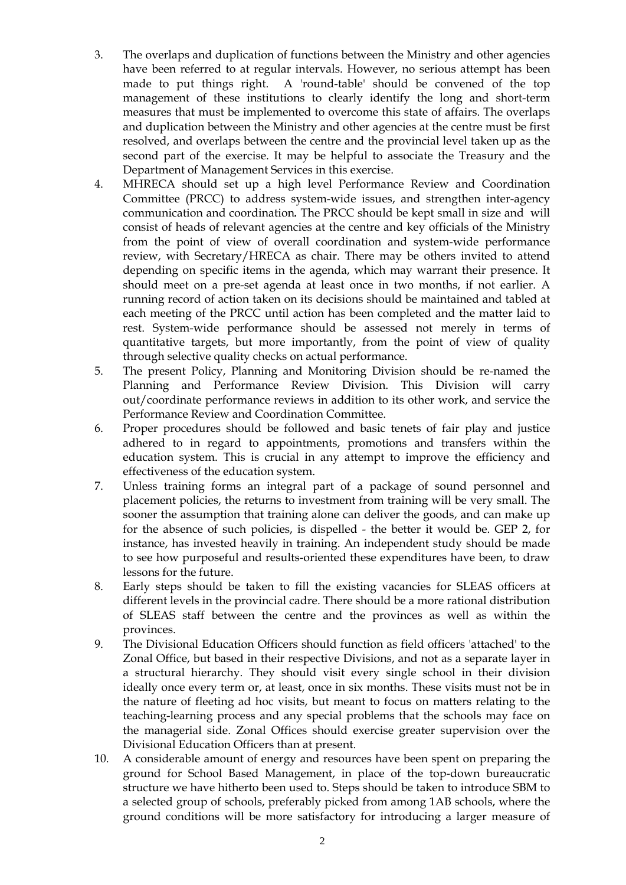3. The overlaps and duplication of functions between the Ministry and other agencies have been referred to at regular intervals. However, no serious attempt has been made to put things right. A 'round-table' should be convened of the top management of these institutions to clearly identify the long and short-term measures that must be implemented to overcome this state of affairs. The overlaps and duplication between the Ministry and other agencies at the centre must be first resolved, and overlaps between the centre and the provincial level taken up as the second part of the exercise. It may be helpful to associate the Treasury and the Department of Management Services in this exercise.
4. MHRECA should set up a high level Performance Review and Coordination Committee (PRCC) to address system-wide issues, and strengthen inter-agency communication and coordination**.** The PRCC should be kept small in size and will consist of heads of relevant agencies at the centre and key officials of the Ministry from the point of view of overall coordination and system-wide performance review, with Secretary/HRECA as chair. There may be others invited to attend depending on specific items in the agenda, which may warrant their presence. It should meet on a pre-set agenda at least once in two months, if not earlier. A running record of action taken on its decisions should be maintained and tabled at each meeting of the PRCC until action has been completed and the matter laid to rest. System-wide performance should be assessed not merely in terms of quantitative targets, but more importantly, from the point of view of quality through selective quality checks on actual performance.
5. The present Policy, Planning and Monitoring Division should be re-named the Planning and Performance Review Division. This Division will carry out/coordinate performance reviews in addition to its other work, and service the Performance Review and Coordination Committee.
6. Proper procedures should be followed and basic tenets of fair play and justice adhered to in regard to appointments, promotions and transfers within the education system. This is crucial in any attempt to improve the efficiency and effectiveness of the education system.
7. Unless training forms an integral part of a package of sound personnel and placement policies, the returns to investment from training will be very small. The sooner the assumption that training alone can deliver the goods, and can make up for the absence of such policies, is dispelled - the better it would be. GEP 2, for instance, has invested heavily in training. An independent study should be made to see how purposeful and results-oriented these expenditures have been, to draw lessons for the future.
8. Early steps should be taken to fill the existing vacancies for SLEAS officers at different levels in the provincial cadre. There should be a more rational distribution of SLEAS staff between the centre and the provinces as well as within the provinces.
9. The Divisional Education Officers should function as field officers 'attached' to the Zonal Office, but based in their respective Divisions, and not as a separate layer in a structural hierarchy. They should visit every single school in their division ideally once every term or, at least, once in six months. These visits must not be in the nature of fleeting ad hoc visits, but meant to focus on matters relating to the teaching-learning process and any special problems that the schools may face on the managerial side. Zonal Offices should exercise greater supervision over the Divisional Education Officers than at present.
10. A considerable amount of energy and resources have been spent on preparing the ground for School Based Management, in place of the top-down bureaucratic structure we have hitherto been used to. Steps should be taken to introduce SBM to a selected group of schools, preferably picked from among 1AB schools, where the ground conditions will be more satisfactory for introducing a larger measure of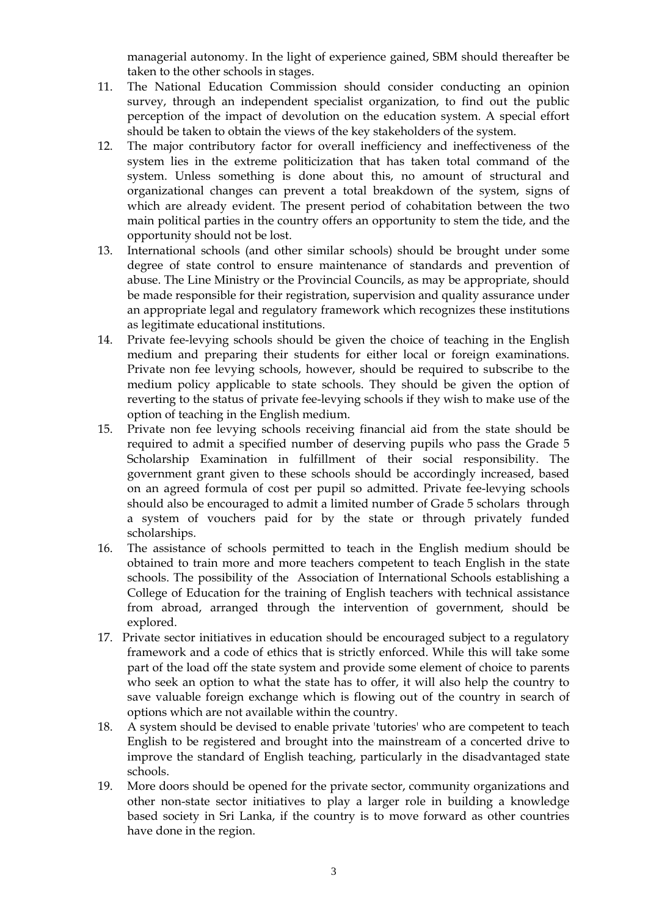managerial autonomy. In the light of experience gained, SBM should thereafter be taken to the other schools in stages.

11. The National Education Commission should consider conducting an opinion survey, through an independent specialist organization, to find out the public perception of the impact of devolution on the education system. A special effort should be taken to obtain the views of the key stakeholders of the system.
12. The major contributory factor for overall inefficiency and ineffectiveness of the system lies in the extreme politicization that has taken total command of the system. Unless something is done about this, no amount of structural and organizational changes can prevent a total breakdown of the system, signs of which are already evident. The present period of cohabitation between the two main political parties in the country offers an opportunity to stem the tide, and the opportunity should not be lost.
13. International schools (and other similar schools) should be brought under some degree of state control to ensure maintenance of standards and prevention of abuse. The Line Ministry or the Provincial Councils, as may be appropriate, should be made responsible for their registration, supervision and quality assurance under an appropriate legal and regulatory framework which recognizes these institutions as legitimate educational institutions.
14. Private fee-levying schools should be given the choice of teaching in the English medium and preparing their students for either local or foreign examinations. Private non fee levying schools, however, should be required to subscribe to the medium policy applicable to state schools. They should be given the option of reverting to the status of private fee-levying schools if they wish to make use of the option of teaching in the English medium.
15. Private non fee levying schools receiving financial aid from the state should be required to admit a specified number of deserving pupils who pass the Grade 5 Scholarship Examination in fulfillment of their social responsibility. The government grant given to these schools should be accordingly increased, based on an agreed formula of cost per pupil so admitted. Private fee-levying schools should also be encouraged to admit a limited number of Grade 5 scholars through a system of vouchers paid for by the state or through privately funded scholarships.
16. The assistance of schools permitted to teach in the English medium should be obtained to train more and more teachers competent to teach English in the state schools. The possibility of the Association of International Schools establishing a College of Education for the training of English teachers with technical assistance from abroad, arranged through the intervention of government, should be explored.
17. Private sector initiatives in education should be encouraged subject to a regulatory framework and a code of ethics that is strictly enforced. While this will take some part of the load off the state system and provide some element of choice to parents who seek an option to what the state has to offer, it will also help the country to save valuable foreign exchange which is flowing out of the country in search of options which are not available within the country.
18. A system should be devised to enable private 'tutories' who are competent to teach English to be registered and brought into the mainstream of a concerted drive to improve the standard of English teaching, particularly in the disadvantaged state schools.
19. More doors should be opened for the private sector, community organizations and other non-state sector initiatives to play a larger role in building a knowledge based society in Sri Lanka, if the country is to move forward as other countries have done in the region.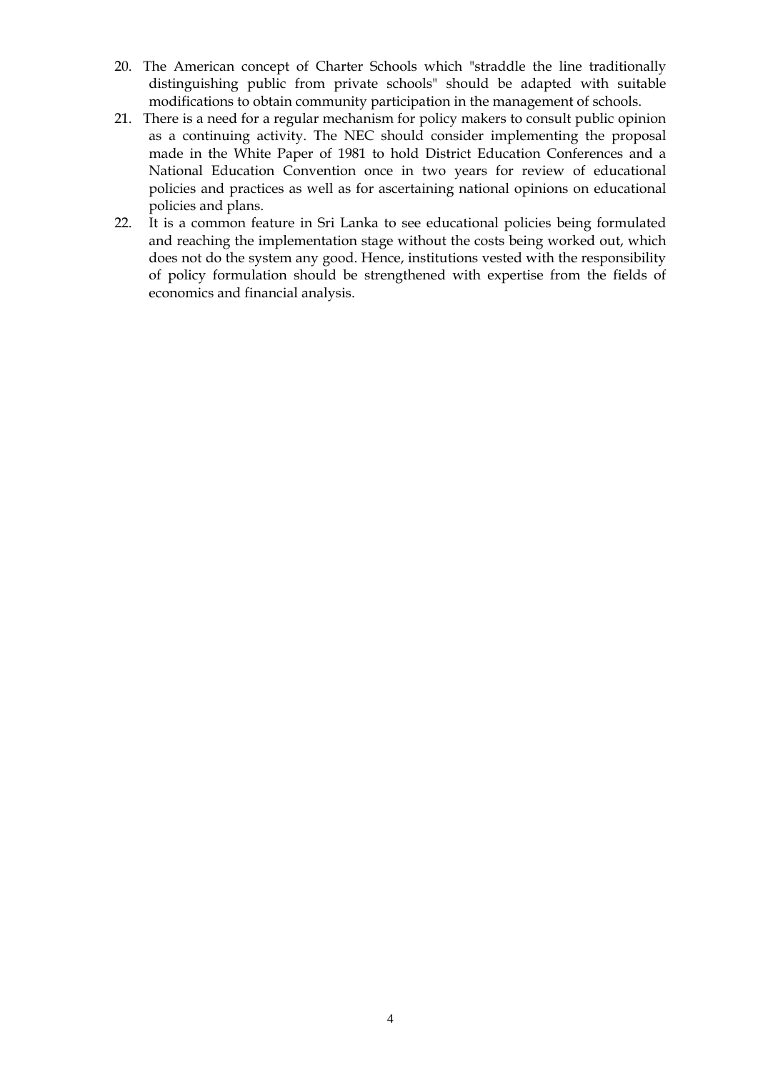20. The American concept of Charter Schools which "straddle the line traditionally distinguishing public from private schools" should be adapted with suitable modifications to obtain community participation in the management of schools.
21. There is a need for a regular mechanism for policy makers to consult public opinion as a continuing activity. The NEC should consider implementing the proposal made in the White Paper of 1981 to hold District Education Conferences and a National Education Convention once in two years for review of educational policies and practices as well as for ascertaining national opinions on educational policies and plans.
22. It is a common feature in Sri Lanka to see educational policies being formulated and reaching the implementation stage without the costs being worked out, which does not do the system any good. Hence, institutions vested with the responsibility of policy formulation should be strengthened with expertise from the fields of economics and financial analysis.